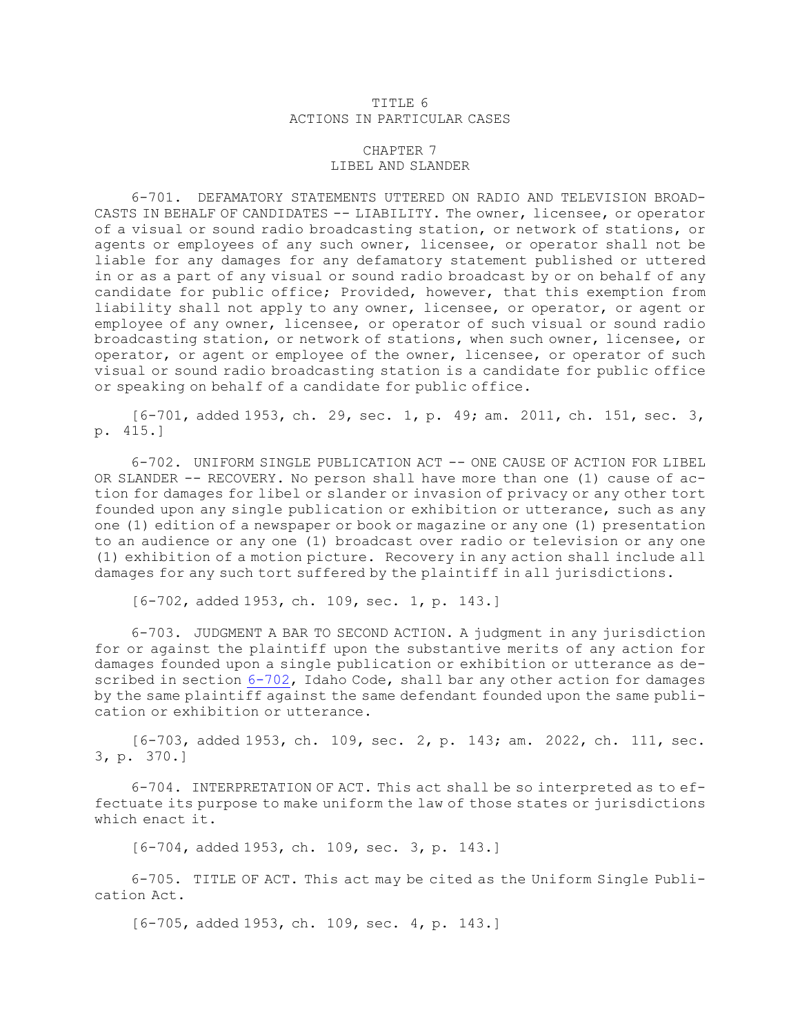# TITLE 6
# ACTIONS IN PARTICULAR CASES

## CHAPTER 7
## LIBEL AND SLANDER

6-701. DEFAMATORY STATEMENTS UTTERED ON RADIO AND TELEVISION BROADCASTS IN BEHALF OF CANDIDATES -- LIABILITY. The owner, licensee, or operator of a visual or sound radio broadcasting station, or network of stations, or agents or employees of any such owner, licensee, or operator shall not be liable for any damages for any defamatory statement published or uttered in or as a part of any visual or sound radio broadcast by or on behalf of any candidate for public office; Provided, however, that this exemption from liability shall not apply to any owner, licensee, or operator, or agent or employee of any owner, licensee, or operator of such visual or sound radio broadcasting station, or network of stations, when such owner, licensee, or operator, or agent or employee of the owner, licensee, or operator of such visual or sound radio broadcasting station is a candidate for public office or speaking on behalf of a candidate for public office.

[6-701, added 1953, ch. 29, sec. 1, p. 49; am. 2011, ch. 151, sec. 3, p. 415.]

6-702. UNIFORM SINGLE PUBLICATION ACT -- ONE CAUSE OF ACTION FOR LIBEL OR SLANDER -- RECOVERY. No person shall have more than one (1) cause of action for damages for libel or slander or invasion of privacy or any other tort founded upon any single publication or exhibition or utterance, such as any one (1) edition of a newspaper or book or magazine or any one (1) presentation to an audience or any one (1) broadcast over radio or television or any one (1) exhibition of a motion picture. Recovery in any action shall include all damages for any such tort suffered by the plaintiff in all jurisdictions.

[6-702, added 1953, ch. 109, sec. 1, p. 143.]

6-703. JUDGMENT A BAR TO SECOND ACTION. A judgment in any jurisdiction for or against the plaintiff upon the substantive merits of any action for damages founded upon a single publication or exhibition or utterance as described in section 6-702, Idaho Code, shall bar any other action for damages by the same plaintiff against the same defendant founded upon the same publication or exhibition or utterance.

[6-703, added 1953, ch. 109, sec. 2, p. 143; am. 2022, ch. 111, sec. 3, p. 370.]

6-704. INTERPRETATION OF ACT. This act shall be so interpreted as to effectuate its purpose to make uniform the law of those states or jurisdictions which enact it.

[6-704, added 1953, ch. 109, sec. 3, p. 143.]

6-705. TITLE OF ACT. This act may be cited as the Uniform Single Publication Act.

[6-705, added 1953, ch. 109, sec. 4, p. 143.]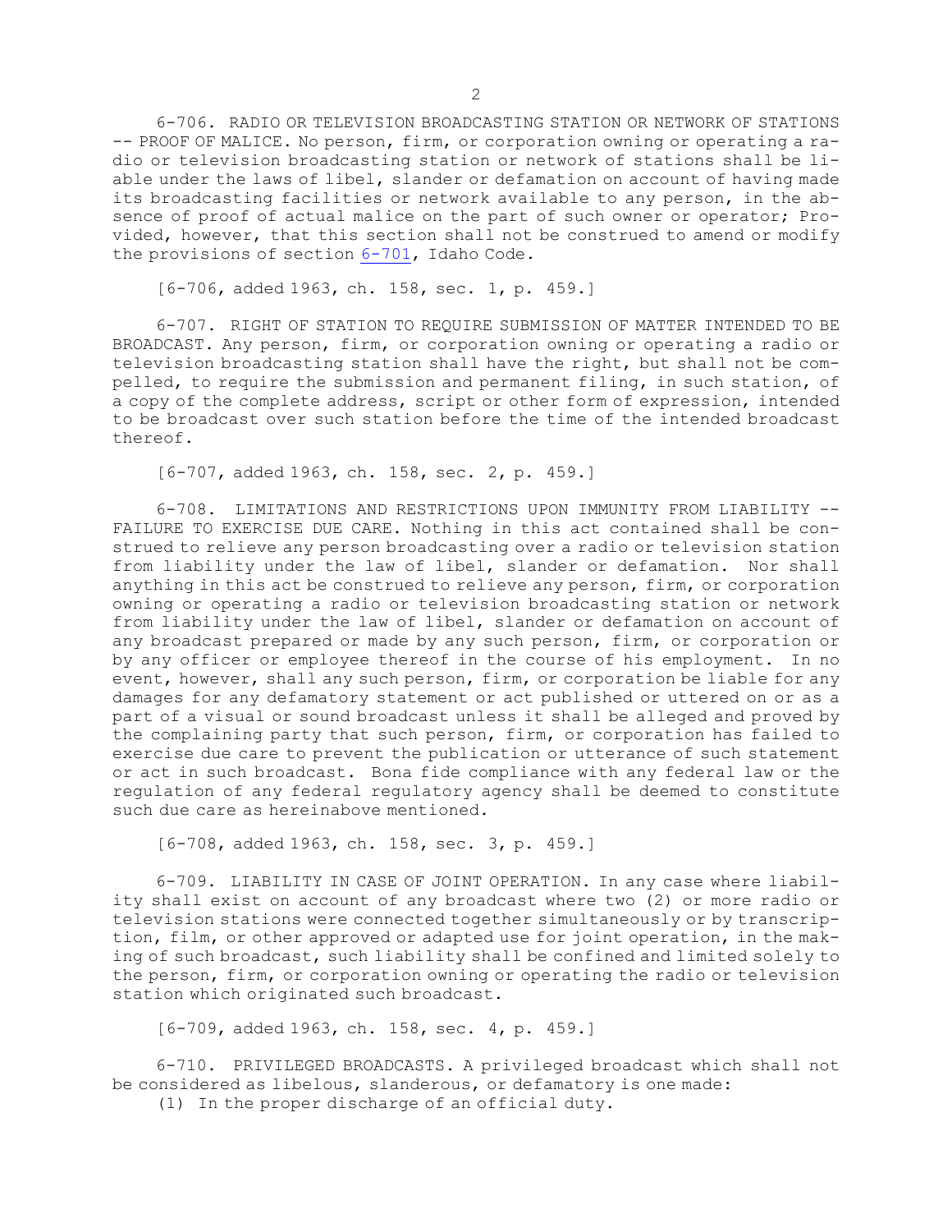6-706. RADIO OR TELEVISION BROADCASTING STATION OR NETWORK OF STATIONS -- PROOF OF MALICE. No person, firm, or corporation owning or operating a radio or television broadcasting station or network of stations shall be liable under the laws of libel, slander or defamation on account of having made its broadcasting facilities or network available to any person, in the absence of proof of actual malice on the part of such owner or operator; Provided, however, that this section shall not be construed to amend or modify the provisions of section 6-701, Idaho Code.

[6-706, added 1963, ch. 158, sec. 1, p. 459.]

6-707. RIGHT OF STATION TO REQUIRE SUBMISSION OF MATTER INTENDED TO BE BROADCAST. Any person, firm, or corporation owning or operating a radio or television broadcasting station shall have the right, but shall not be compelled, to require the submission and permanent filing, in such station, of a copy of the complete address, script or other form of expression, intended to be broadcast over such station before the time of the intended broadcast thereof.

[6-707, added 1963, ch. 158, sec. 2, p. 459.]

6-708. LIMITATIONS AND RESTRICTIONS UPON IMMUNITY FROM LIABILITY -- FAILURE TO EXERCISE DUE CARE. Nothing in this act contained shall be construed to relieve any person broadcasting over a radio or television station from liability under the law of libel, slander or defamation. Nor shall anything in this act be construed to relieve any person, firm, or corporation owning or operating a radio or television broadcasting station or network from liability under the law of libel, slander or defamation on account of any broadcast prepared or made by any such person, firm, or corporation or by any officer or employee thereof in the course of his employment. In no event, however, shall any such person, firm, or corporation be liable for any damages for any defamatory statement or act published or uttered on or as a part of a visual or sound broadcast unless it shall be alleged and proved by the complaining party that such person, firm, or corporation has failed to exercise due care to prevent the publication or utterance of such statement or act in such broadcast. Bona fide compliance with any federal law or the regulation of any federal regulatory agency shall be deemed to constitute such due care as hereinabove mentioned.

[6-708, added 1963, ch. 158, sec. 3, p. 459.]

6-709. LIABILITY IN CASE OF JOINT OPERATION. In any case where liability shall exist on account of any broadcast where two (2) or more radio or television stations were connected together simultaneously or by transcription, film, or other approved or adapted use for joint operation, in the making of such broadcast, such liability shall be confined and limited solely to the person, firm, or corporation owning or operating the radio or television station which originated such broadcast.

[6-709, added 1963, ch. 158, sec. 4, p. 459.]

6-710. PRIVILEGED BROADCASTS. A privileged broadcast which shall not be considered as libelous, slanderous, or defamatory is one made:

(1) In the proper discharge of an official duty.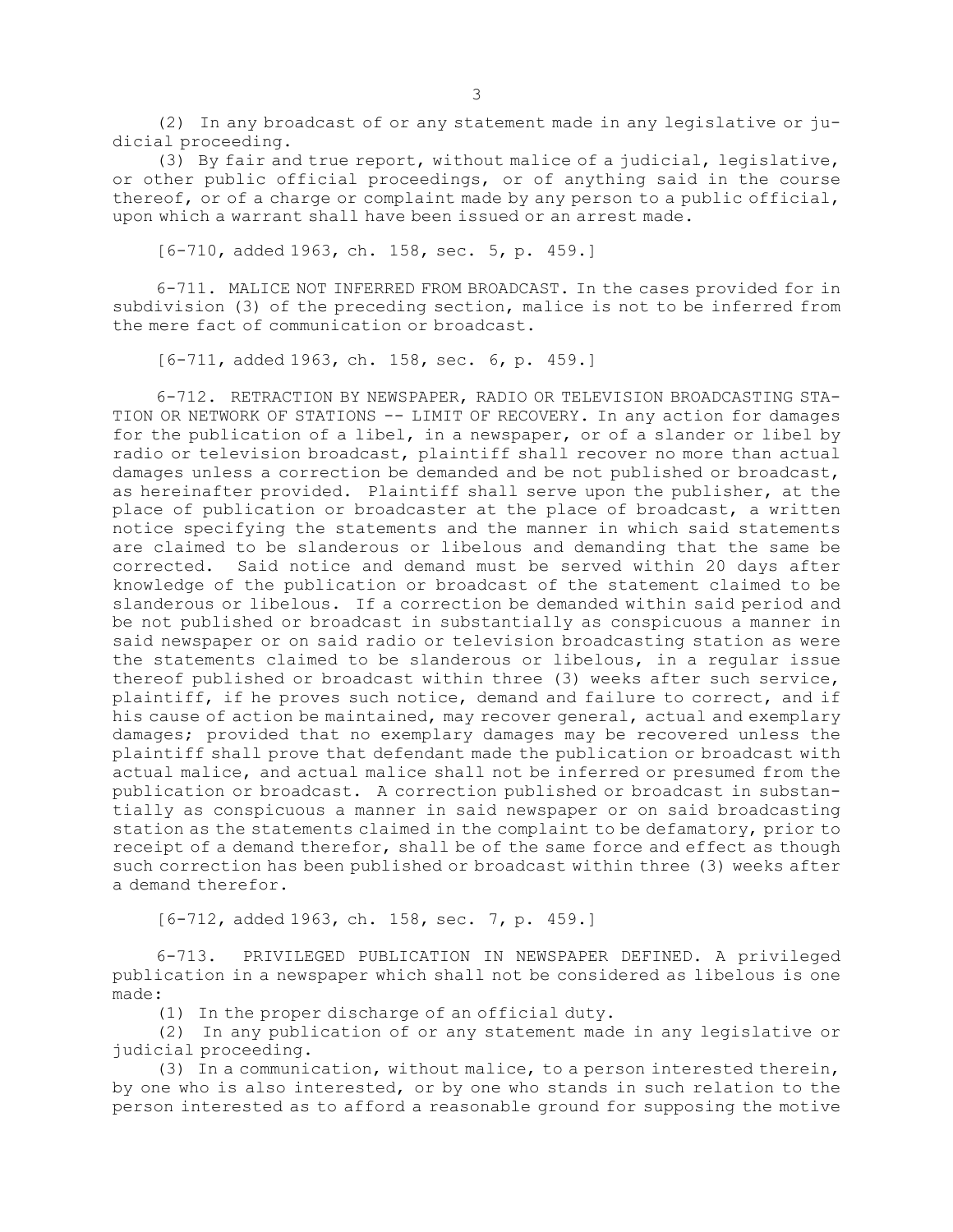(2) In any broadcast of or any statement made in any legislative or judicial proceeding.

(3) By fair and true report, without malice of a judicial, legislative, or other public official proceedings, or of anything said in the course thereof, or of a charge or complaint made by any person to a public official, upon which a warrant shall have been issued or an arrest made.

[6-710, added 1963, ch. 158, sec. 5, p. 459.]

6-711. MALICE NOT INFERRED FROM BROADCAST. In the cases provided for in subdivision (3) of the preceding section, malice is not to be inferred from the mere fact of communication or broadcast.

[6-711, added 1963, ch. 158, sec. 6, p. 459.]

6-712. RETRACTION BY NEWSPAPER, RADIO OR TELEVISION BROADCASTING STATION OR NETWORK OF STATIONS -- LIMIT OF RECOVERY. In any action for damages for the publication of a libel, in a newspaper, or of a slander or libel by radio or television broadcast, plaintiff shall recover no more than actual damages unless a correction be demanded and be not published or broadcast, as hereinafter provided. Plaintiff shall serve upon the publisher, at the place of publication or broadcaster at the place of broadcast, a written notice specifying the statements and the manner in which said statements are claimed to be slanderous or libelous and demanding that the same be corrected. Said notice and demand must be served within 20 days after knowledge of the publication or broadcast of the statement claimed to be slanderous or libelous. If a correction be demanded within said period and be not published or broadcast in substantially as conspicuous a manner in said newspaper or on said radio or television broadcasting station as were the statements claimed to be slanderous or libelous, in a regular issue thereof published or broadcast within three (3) weeks after such service, plaintiff, if he proves such notice, demand and failure to correct, and if his cause of action be maintained, may recover general, actual and exemplary damages; provided that no exemplary damages may be recovered unless the plaintiff shall prove that defendant made the publication or broadcast with actual malice, and actual malice shall not be inferred or presumed from the publication or broadcast. A correction published or broadcast in substantially as conspicuous a manner in said newspaper or on said broadcasting station as the statements claimed in the complaint to be defamatory, prior to receipt of a demand therefor, shall be of the same force and effect as though such correction has been published or broadcast within three (3) weeks after a demand therefor.

[6-712, added 1963, ch. 158, sec. 7, p. 459.]

6-713. PRIVILEGED PUBLICATION IN NEWSPAPER DEFINED. A privileged publication in a newspaper which shall not be considered as libelous is one made:

(1) In the proper discharge of an official duty.

(2) In any publication of or any statement made in any legislative or judicial proceeding.

(3) In a communication, without malice, to a person interested therein, by one who is also interested, or by one who stands in such relation to the person interested as to afford a reasonable ground for supposing the motive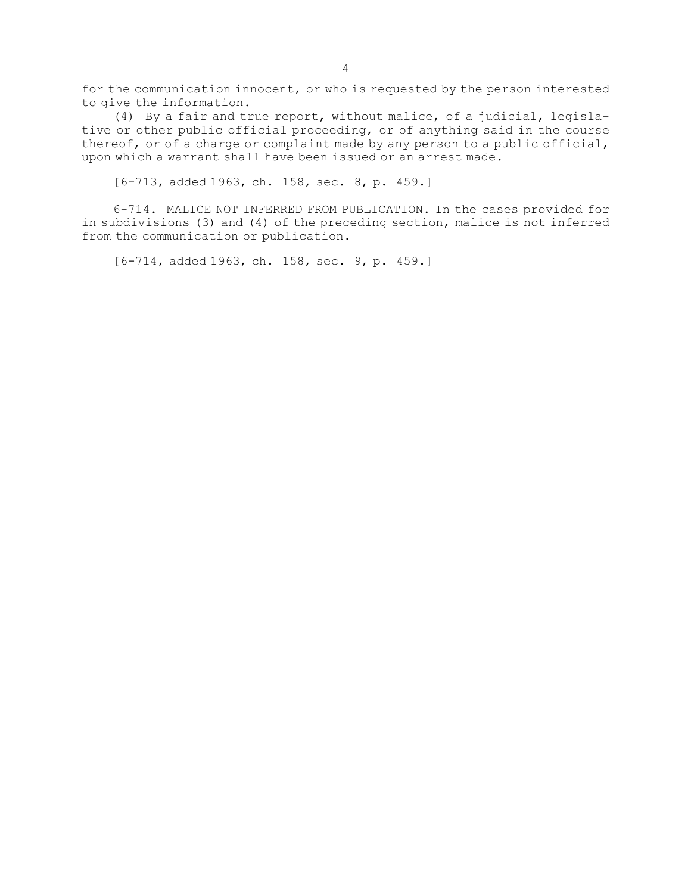for the communication innocent, or who is requested by the person interested to give the information.

(4) By a fair and true report, without malice, of a judicial, legislative or other public official proceeding, or of anything said in the course thereof, or of a charge or complaint made by any person to a public official, upon which a warrant shall have been issued or an arrest made.

[6-713, added 1963, ch. 158, sec. 8, p. 459.]

6-714. MALICE NOT INFERRED FROM PUBLICATION. In the cases provided for in subdivisions (3) and (4) of the preceding section, malice is not inferred from the communication or publication.

[6-714, added 1963, ch. 158, sec. 9, p. 459.]